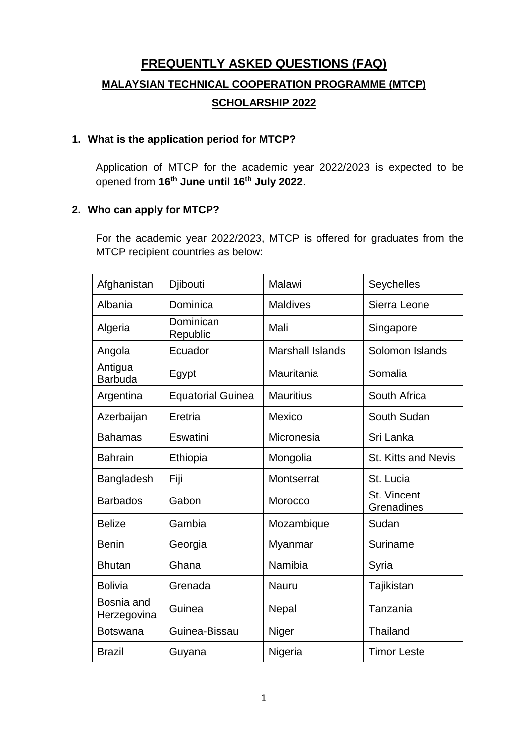# FREQUENTLY ASKED QUESTIONS (FAQ)

## MALAYSIAN TECHNICAL COOPERATION PROGRAMME (MTCP)

## SCHOLARSHIP 2022

**1. What is the application period for MTCP?**

Application of MTCP for the academic year 2022/2023 is expected to be opened from **16th June until 16th July 2022**.

**2. Who can apply for MTCP?**

For the academic year 2022/2023, MTCP is offered for graduates from the MTCP recipient countries as below:

| | | | |
|---|---|---|---|
| Afghanistan | Djibouti | Malawi | Seychelles |
| Albania | Dominica | Maldives | Sierra Leone |
| Algeria | Dominican Republic | Mali | Singapore |
| Angola | Ecuador | Marshall Islands | Solomon Islands |
| Antigua Barbuda | Egypt | Mauritania | Somalia |
| Argentina | Equatorial Guinea | Mauritius | South Africa |
| Azerbaijan | Eretria | Mexico | South Sudan |
| Bahamas | Eswatini | Micronesia | Sri Lanka |
| Bahrain | Ethiopia | Mongolia | St. Kitts and Nevis |
| Bangladesh | Fiji | Montserrat | St. Lucia |
| Barbados | Gabon | Morocco | St. Vincent Grenadines |
| Belize | Gambia | Mozambique | Sudan |
| Benin | Georgia | Myanmar | Suriname |
| Bhutan | Ghana | Namibia | Syria |
| Bolivia | Grenada | Nauru | Tajikistan |
| Bosnia and Herzegovina | Guinea | Nepal | Tanzania |
| Botswana | Guinea-Bissau | Niger | Thailand |
| Brazil | Guyana | Nigeria | Timor Leste |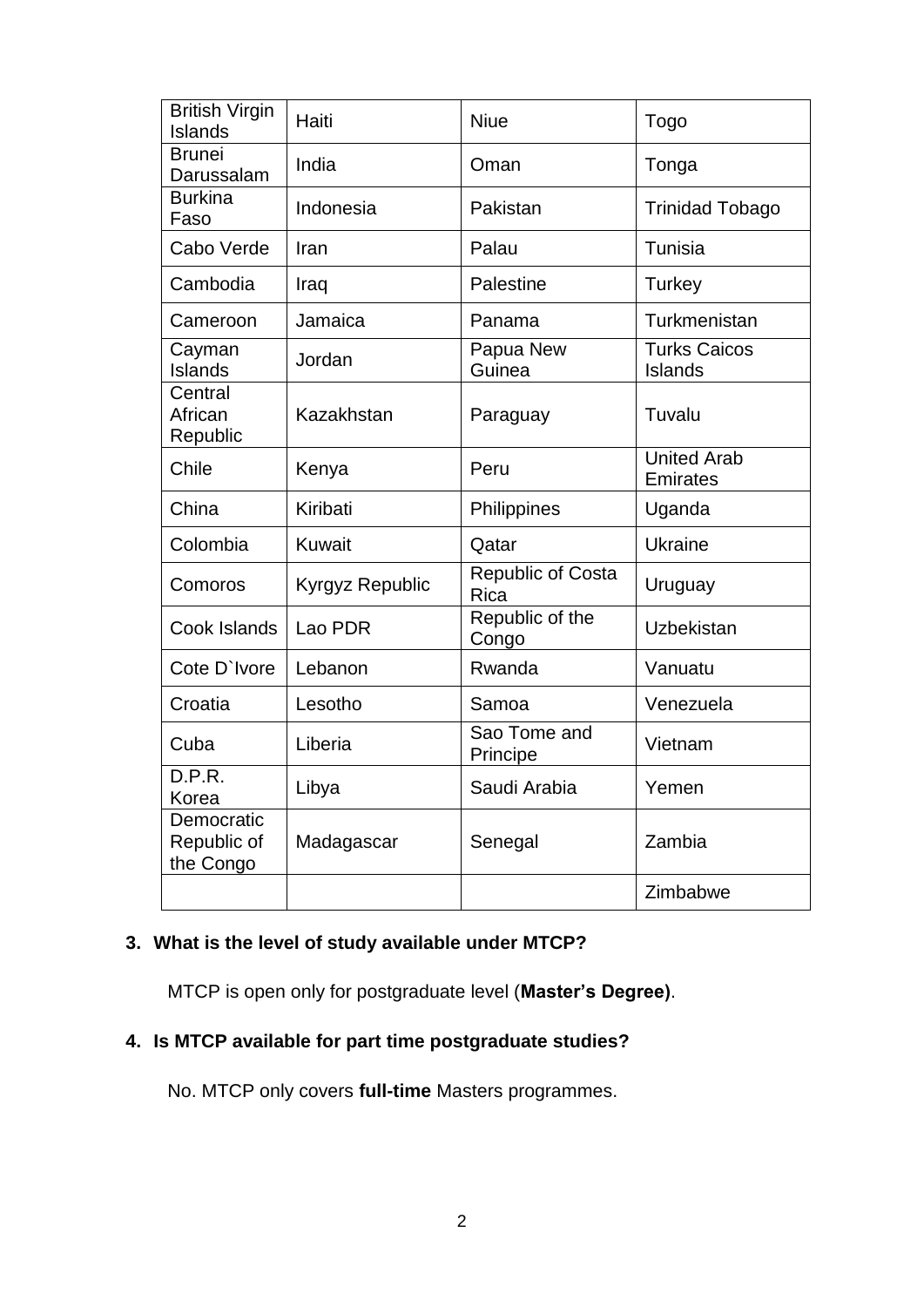| British Virgin Islands | Haiti | Niue | Togo |
|---|---|---|---|
| Brunei Darussalam | India | Oman | Tonga |
| Burkina Faso | Indonesia | Pakistan | Trinidad Tobago |
| Cabo Verde | Iran | Palau | Tunisia |
| Cambodia | Iraq | Palestine | Turkey |
| Cameroon | Jamaica | Panama | Turkmenistan |
| Cayman Islands | Jordan | Papua New Guinea | Turks Caicos Islands |
| Central African Republic | Kazakhstan | Paraguay | Tuvalu |
| Chile | Kenya | Peru | United Arab Emirates |
| China | Kiribati | Philippines | Uganda |
| Colombia | Kuwait | Qatar | Ukraine |
| Comoros | Kyrgyz Republic | Republic of Costa Rica | Uruguay |
| Cook Islands | Lao PDR | Republic of the Congo | Uzbekistan |
| Cote D`Ivore | Lebanon | Rwanda | Vanuatu |
| Croatia | Lesotho | Samoa | Venezuela |
| Cuba | Liberia | Sao Tome and Principe | Vietnam |
| D.P.R. Korea | Libya | Saudi Arabia | Yemen |
| Democratic Republic of the Congo | Madagascar | Senegal | Zambia |
| | | | Zimbabwe |

**3. What is the level of study available under MTCP?**

MTCP is open only for postgraduate level (**Master's Degree)**.

**4. Is MTCP available for part time postgraduate studies?**

No. MTCP only covers **full-time** Masters programmes.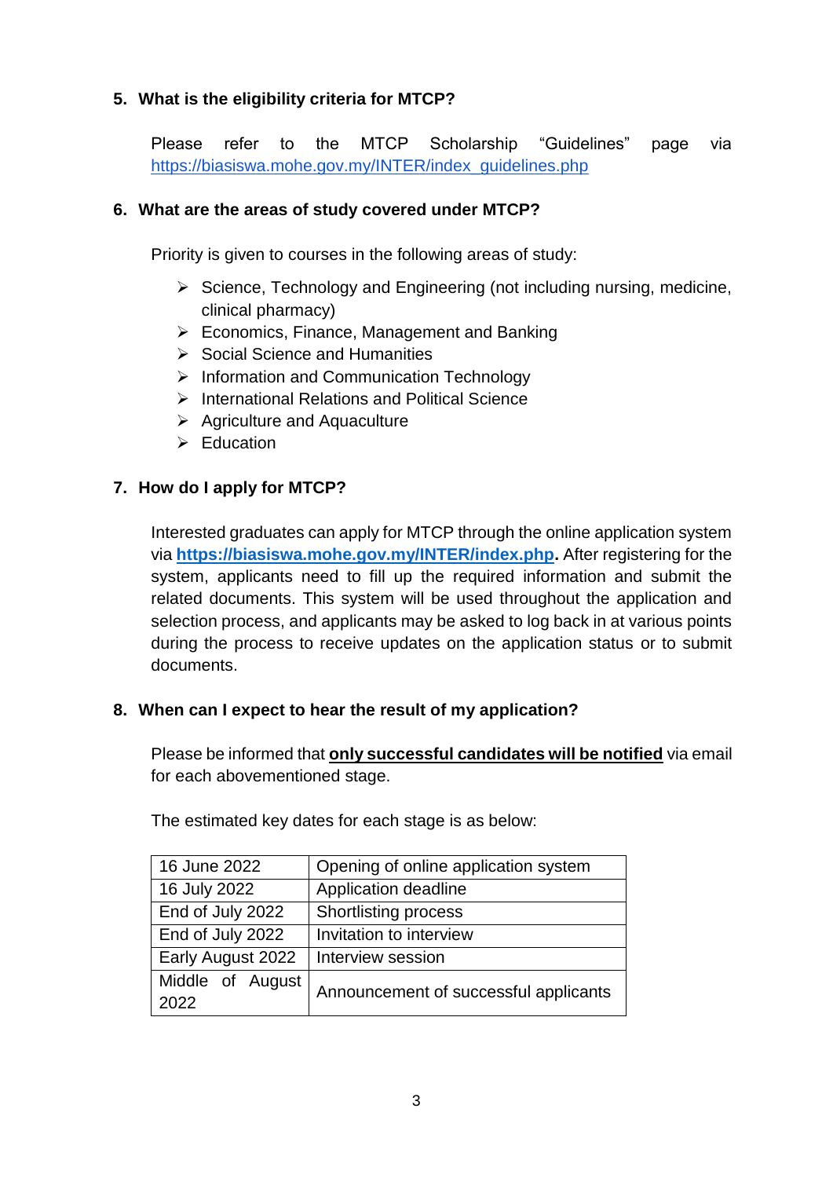**5. What is the eligibility criteria for MTCP?**

Please refer to the MTCP Scholarship "Guidelines" page via https://biasiswa.mohe.gov.my/INTER/index_guidelines.php

**6. What are the areas of study covered under MTCP?**

Priority is given to courses in the following areas of study:

- Science, Technology and Engineering (not including nursing, medicine, clinical pharmacy)
- Economics, Finance, Management and Banking
- Social Science and Humanities
- Information and Communication Technology
- International Relations and Political Science
- Agriculture and Aquaculture
- Education

**7. How do I apply for MTCP?**

Interested graduates can apply for MTCP through the online application system via **https://biasiswa.mohe.gov.my/INTER/index.php.** After registering for the system, applicants need to fill up the required information and submit the related documents. This system will be used throughout the application and selection process, and applicants may be asked to log back in at various points during the process to receive updates on the application status or to submit documents.

**8. When can I expect to hear the result of my application?**

Please be informed that **only successful candidates will be notified** via email for each abovementioned stage.

The estimated key dates for each stage is as below:

| 16 June 2022 | Opening of online application system |
|---|---|
| 16 July 2022 | Application deadline |
| End of July 2022 | Shortlisting process |
| End of July 2022 | Invitation to interview |
| Early August 2022 | Interview session |
| Middle of August 2022 | Announcement of successful applicants |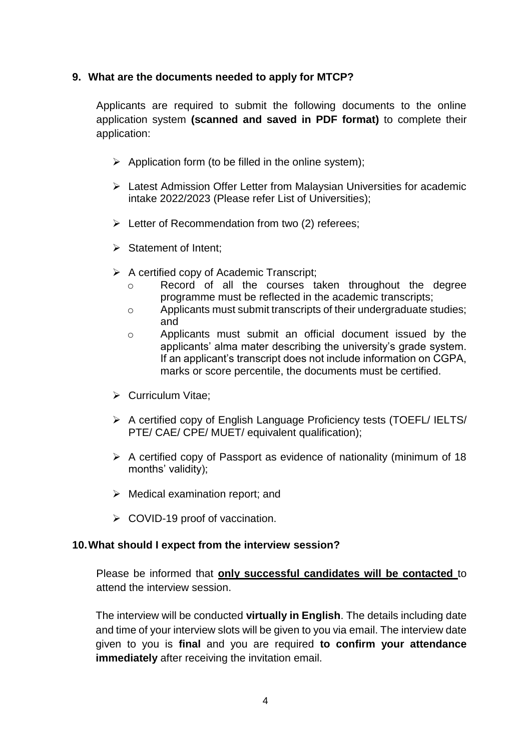**9. What are the documents needed to apply for MTCP?**

Applicants are required to submit the following documents to the online application system **(scanned and saved in PDF format)** to complete their application:

- Application form (to be filled in the online system);
- Latest Admission Offer Letter from Malaysian Universities for academic intake 2022/2023 (Please refer List of Universities);
- Letter of Recommendation from two (2) referees;
- Statement of Intent;
- A certified copy of Academic Transcript;
  - Record of all the courses taken throughout the degree programme must be reflected in the academic transcripts;
  - Applicants must submit transcripts of their undergraduate studies; and
  - Applicants must submit an official document issued by the applicants' alma mater describing the university's grade system. If an applicant's transcript does not include information on CGPA, marks or score percentile, the documents must be certified.
- Curriculum Vitae;
- A certified copy of English Language Proficiency tests (TOEFL/ IELTS/ PTE/ CAE/ CPE/ MUET/ equivalent qualification);
- A certified copy of Passport as evidence of nationality (minimum of 18 months' validity);
- Medical examination report; and
- COVID-19 proof of vaccination.

**10. What should I expect from the interview session?**

Please be informed that **only successful candidates will be contacted** to attend the interview session.

The interview will be conducted **virtually in English**. The details including date and time of your interview slots will be given to you via email. The interview date given to you is **final** and you are required **to confirm your attendance immediately** after receiving the invitation email.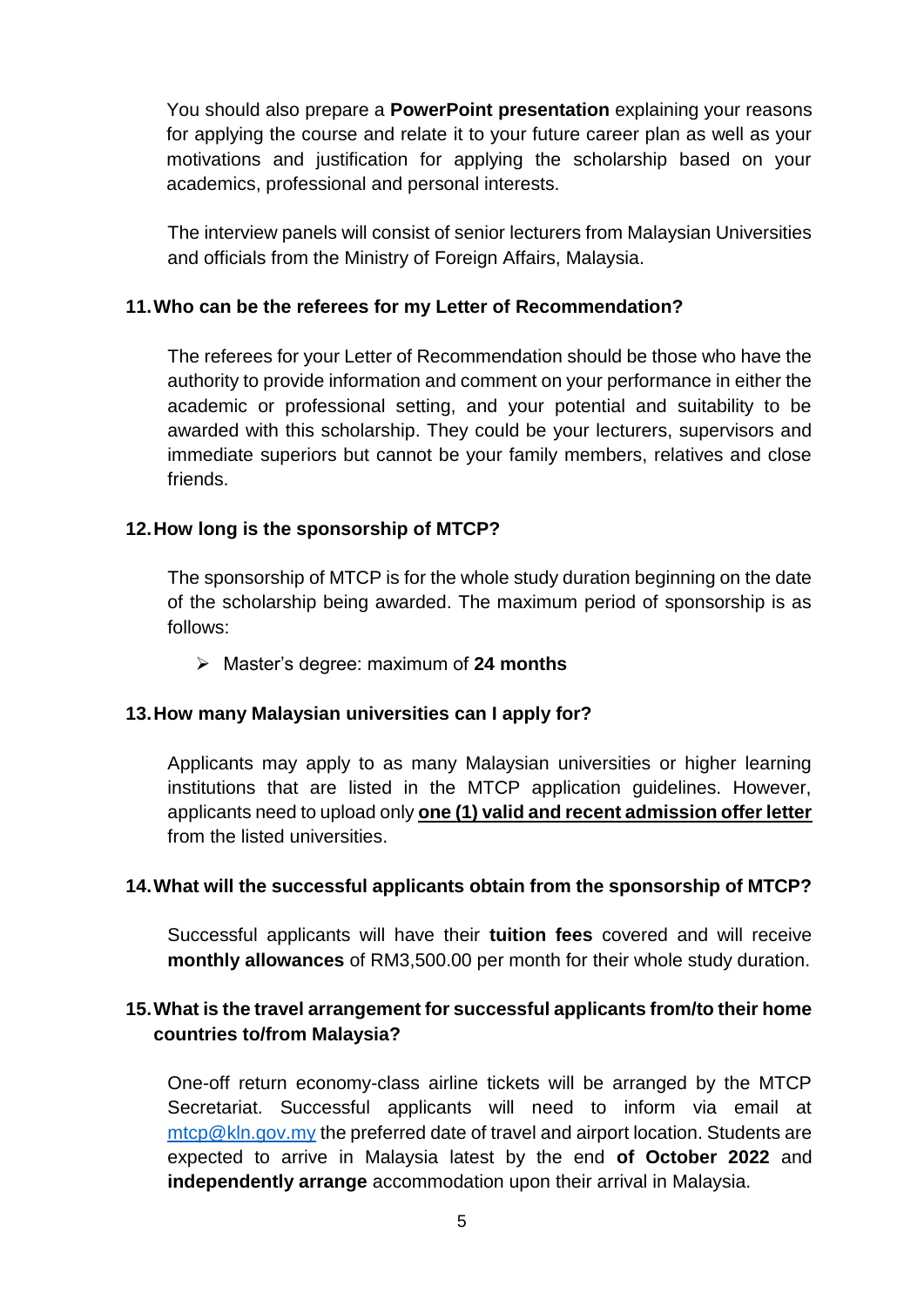You should also prepare a **PowerPoint presentation** explaining your reasons for applying the course and relate it to your future career plan as well as your motivations and justification for applying the scholarship based on your academics, professional and personal interests.

The interview panels will consist of senior lecturers from Malaysian Universities and officials from the Ministry of Foreign Affairs, Malaysia.

### 11. Who can be the referees for my Letter of Recommendation?

The referees for your Letter of Recommendation should be those who have the authority to provide information and comment on your performance in either the academic or professional setting, and your potential and suitability to be awarded with this scholarship. They could be your lecturers, supervisors and immediate superiors but cannot be your family members, relatives and close friends.

### 12. How long is the sponsorship of MTCP?

The sponsorship of MTCP is for the whole study duration beginning on the date of the scholarship being awarded. The maximum period of sponsorship is as follows:

- Master's degree: maximum of **24 months**

### 13. How many Malaysian universities can I apply for?

Applicants may apply to as many Malaysian universities or higher learning institutions that are listed in the MTCP application guidelines. However, applicants need to upload only **<u>one (1) valid and recent admission offer letter</u>** from the listed universities.

### 14. What will the successful applicants obtain from the sponsorship of MTCP?

Successful applicants will have their **tuition fees** covered and will receive **monthly allowances** of RM3,500.00 per month for their whole study duration.

### 15. What is the travel arrangement for successful applicants from/to their home countries to/from Malaysia?

One-off return economy-class airline tickets will be arranged by the MTCP Secretariat. Successful applicants will need to inform via email at mtcp@kln.gov.my the preferred date of travel and airport location. Students are expected to arrive in Malaysia latest by the end **of October 2022** and **independently arrange** accommodation upon their arrival in Malaysia.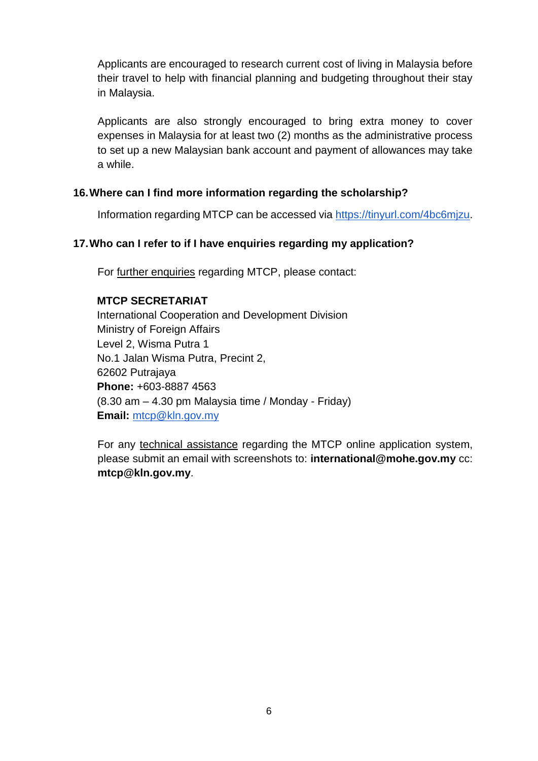Applicants are encouraged to research current cost of living in Malaysia before their travel to help with financial planning and budgeting throughout their stay in Malaysia.

Applicants are also strongly encouraged to bring extra money to cover expenses in Malaysia for at least two (2) months as the administrative process to set up a new Malaysian bank account and payment of allowances may take a while.

**16. Where can I find more information regarding the scholarship?**

Information regarding MTCP can be accessed via https://tinyurl.com/4bc6mjzu.

**17. Who can I refer to if I have enquiries regarding my application?**

For further enquiries regarding MTCP, please contact:

**MTCP SECRETARIAT**
International Cooperation and Development Division
Ministry of Foreign Affairs
Level 2, Wisma Putra 1
No.1 Jalan Wisma Putra, Precint 2,
62602 Putrajaya
**Phone:** +603-8887 4563
(8.30 am – 4.30 pm Malaysia time / Monday - Friday)
**Email:** mtcp@kln.gov.my

For any technical assistance regarding the MTCP online application system, please submit an email with screenshots to: **international@mohe.gov.my** cc: **mtcp@kln.gov.my**.